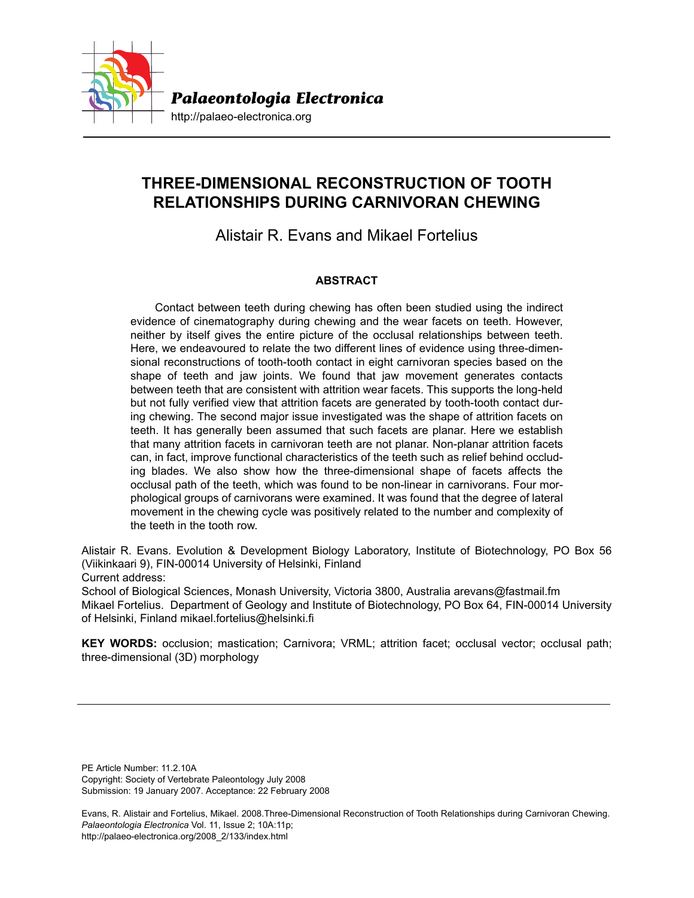*Palaeontologia Electronica*

http://palaeo-electronica.org

# THREE-DIMENSIONAL RECONSTRUCTION OF TOOTH RELATIONSHIPS DURING CARNIVORAN CHEWING

Alistair R. Evans and Mikael Fortelius

## ABSTRACT

Contact between teeth during chewing has often been studied using the indirect evidence of cinematography during chewing and the wear facets on teeth. However, neither by itself gives the entire picture of the occlusal relationships between teeth. Here, we endeavoured to relate the two different lines of evidence using three-dimensional reconstructions of tooth-tooth contact in eight carnivoran species based on the shape of teeth and jaw joints. We found that jaw movement generates contacts between teeth that are consistent with attrition wear facets. This supports the long-held but not fully verified view that attrition facets are generated by tooth-tooth contact during chewing. The second major issue investigated was the shape of attrition facets on teeth. It has generally been assumed that such facets are planar. Here we establish that many attrition facets in carnivoran teeth are not planar. Non-planar attrition facets can, in fact, improve functional characteristics of the teeth such as relief behind occluding blades. We also show how the three-dimensional shape of facets affects the occlusal path of the teeth, which was found to be non-linear in carnivorans. Four morphological groups of carnivorans were examined. It was found that the degree of lateral movement in the chewing cycle was positively related to the number and complexity of the teeth in the tooth row.

Alistair R. Evans. Evolution & Development Biology Laboratory, Institute of Biotechnology, PO Box 56 (Viikinkaari 9), FIN-00014 University of Helsinki, Finland
Current address:
School of Biological Sciences, Monash University, Victoria 3800, Australia arevans@fastmail.fm
Mikael Fortelius. Department of Geology and Institute of Biotechnology, PO Box 64, FIN-00014 University of Helsinki, Finland mikael.fortelius@helsinki.fi

**KEY WORDS:** occlusion; mastication; Carnivora; VRML; attrition facet; occlusal vector; occlusal path; three-dimensional (3D) morphology

PE Article Number: 11.2.10A
Copyright: Society of Vertebrate Paleontology July 2008
Submission: 19 January 2007. Acceptance: 22 February 2008

Evans, R. Alistair and Fortelius, Mikael. 2008.Three-Dimensional Reconstruction of Tooth Relationships during Carnivoran Chewing. *Palaeontologia Electronica* Vol. 11, Issue 2; 10A:11p;
http://palaeo-electronica.org/2008_2/133/index.html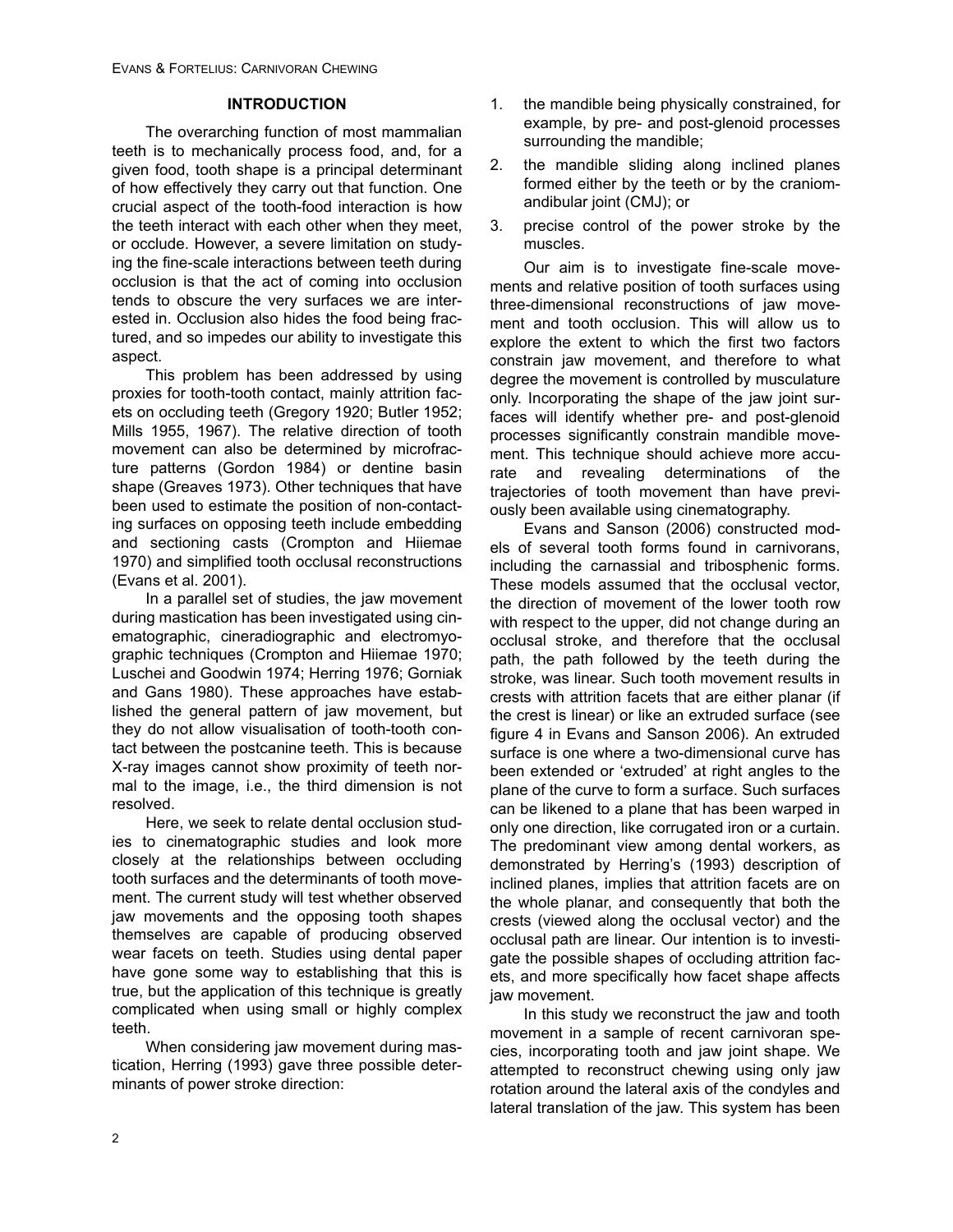## INTRODUCTION

The overarching function of most mammalian teeth is to mechanically process food, and, for a given food, tooth shape is a principal determinant of how effectively they carry out that function. One crucial aspect of the tooth-food interaction is how the teeth interact with each other when they meet, or occlude. However, a severe limitation on studying the fine-scale interactions between teeth during occlusion is that the act of coming into occlusion tends to obscure the very surfaces we are interested in. Occlusion also hides the food being fractured, and so impedes our ability to investigate this aspect.

This problem has been addressed by using proxies for tooth-tooth contact, mainly attrition facets on occluding teeth (Gregory 1920; Butler 1952; Mills 1955, 1967). The relative direction of tooth movement can also be determined by microfracture patterns (Gordon 1984) or dentine basin shape (Greaves 1973). Other techniques that have been used to estimate the position of non-contacting surfaces on opposing teeth include embedding and sectioning casts (Crompton and Hiiemae 1970) and simplified tooth occlusal reconstructions (Evans et al. 2001).

In a parallel set of studies, the jaw movement during mastication has been investigated using cinematographic, cineradiographic and electromyographic techniques (Crompton and Hiiemae 1970; Luschei and Goodwin 1974; Herring 1976; Gorniak and Gans 1980). These approaches have established the general pattern of jaw movement, but they do not allow visualisation of tooth-tooth contact between the postcanine teeth. This is because X-ray images cannot show proximity of teeth normal to the image, i.e., the third dimension is not resolved.

Here, we seek to relate dental occlusion studies to cinematographic studies and look more closely at the relationships between occluding tooth surfaces and the determinants of tooth movement. The current study will test whether observed jaw movements and the opposing tooth shapes themselves are capable of producing observed wear facets on teeth. Studies using dental paper have gone some way to establishing that this is true, but the application of this technique is greatly complicated when using small or highly complex teeth.

When considering jaw movement during mastication, Herring (1993) gave three possible determinants of power stroke direction:

1. the mandible being physically constrained, for example, by pre- and post-glenoid processes surrounding the mandible;
2. the mandible sliding along inclined planes formed either by the teeth or by the craniomandibular joint (CMJ); or
3. precise control of the power stroke by the muscles.

Our aim is to investigate fine-scale movements and relative position of tooth surfaces using three-dimensional reconstructions of jaw movement and tooth occlusion. This will allow us to explore the extent to which the first two factors constrain jaw movement, and therefore to what degree the movement is controlled by musculature only. Incorporating the shape of the jaw joint surfaces will identify whether pre- and post-glenoid processes significantly constrain mandible movement. This technique should achieve more accurate and revealing determinations of the trajectories of tooth movement than have previously been available using cinematography.

Evans and Sanson (2006) constructed models of several tooth forms found in carnivorans, including the carnassial and tribosphenic forms. These models assumed that the occlusal vector, the direction of movement of the lower tooth row with respect to the upper, did not change during an occlusal stroke, and therefore that the occlusal path, the path followed by the teeth during the stroke, was linear. Such tooth movement results in crests with attrition facets that are either planar (if the crest is linear) or like an extruded surface (see figure 4 in Evans and Sanson 2006). An extruded surface is one where a two-dimensional curve has been extended or 'extruded' at right angles to the plane of the curve to form a surface. Such surfaces can be likened to a plane that has been warped in only one direction, like corrugated iron or a curtain. The predominant view among dental workers, as demonstrated by Herring's (1993) description of inclined planes, implies that attrition facets are on the whole planar, and consequently that both the crests (viewed along the occlusal vector) and the occlusal path are linear. Our intention is to investigate the possible shapes of occluding attrition facets, and more specifically how facet shape affects jaw movement.

In this study we reconstruct the jaw and tooth movement in a sample of recent carnivoran species, incorporating tooth and jaw joint shape. We attempted to reconstruct chewing using only jaw rotation around the lateral axis of the condyles and lateral translation of the jaw. This system has been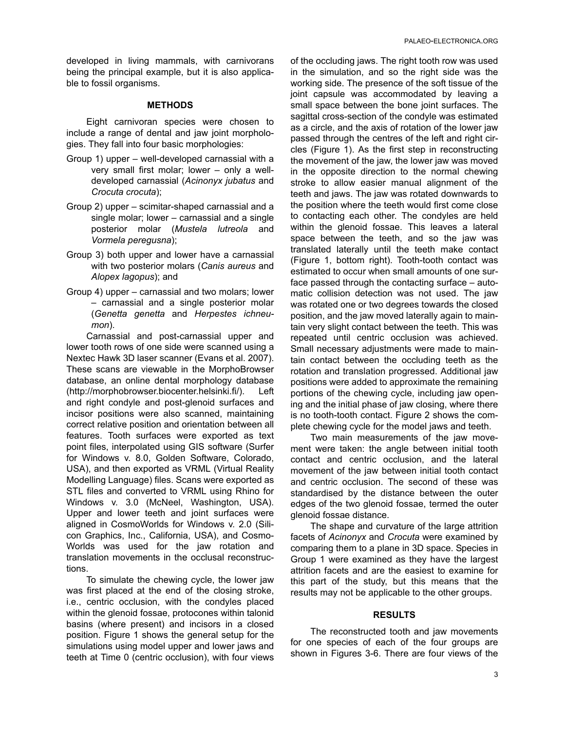developed in living mammals, with carnivorans being the principal example, but it is also applicable to fossil organisms.

## METHODS

Eight carnivoran species were chosen to include a range of dental and jaw joint morphologies. They fall into four basic morphologies:

Group 1) upper – well-developed carnassial with a very small first molar; lower – only a well-developed carnassial (*Acinonyx jubatus* and *Crocuta crocuta*);

Group 2) upper – scimitar-shaped carnassial and a single molar; lower – carnassial and a single posterior molar (*Mustela lutreola* and *Vormela peregusna*);

Group 3) both upper and lower have a carnassial with two posterior molars (*Canis aureus* and *Alopex lagopus*); and

Group 4) upper – carnassial and two molars; lower – carnassial and a single posterior molar (*Genetta genetta* and *Herpestes ichneumon*).

Carnassial and post-carnassial upper and lower tooth rows of one side were scanned using a Nextec Hawk 3D laser scanner (Evans et al. 2007). These scans are viewable in the MorphoBrowser database, an online dental morphology database (http://morphobrowser.biocenter.helsinki.fi/). Left and right condyle and post-glenoid surfaces and incisor positions were also scanned, maintaining correct relative position and orientation between all features. Tooth surfaces were exported as text point files, interpolated using GIS software (Surfer for Windows v. 8.0, Golden Software, Colorado, USA), and then exported as VRML (Virtual Reality Modelling Language) files. Scans were exported as STL files and converted to VRML using Rhino for Windows v. 3.0 (McNeel, Washington, USA). Upper and lower teeth and joint surfaces were aligned in CosmoWorlds for Windows v. 2.0 (Silicon Graphics, Inc., California, USA), and CosmoWorlds was used for the jaw rotation and translation movements in the occlusal reconstructions.

To simulate the chewing cycle, the lower jaw was first placed at the end of the closing stroke, i.e., centric occlusion, with the condyles placed within the glenoid fossae, protocones within talonid basins (where present) and incisors in a closed position. Figure 1 shows the general setup for the simulations using model upper and lower jaws and teeth at Time 0 (centric occlusion), with four views of the occluding jaws. The right tooth row was used in the simulation, and so the right side was the working side. The presence of the soft tissue of the joint capsule was accommodated by leaving a small space between the bone joint surfaces. The sagittal cross-section of the condyle was estimated as a circle, and the axis of rotation of the lower jaw passed through the centres of the left and right circles (Figure 1). As the first step in reconstructing the movement of the jaw, the lower jaw was moved in the opposite direction to the normal chewing stroke to allow easier manual alignment of the teeth and jaws. The jaw was rotated downwards to the position where the teeth would first come close to contacting each other. The condyles are held within the glenoid fossae. This leaves a lateral space between the teeth, and so the jaw was translated laterally until the teeth make contact (Figure 1, bottom right). Tooth-tooth contact was estimated to occur when small amounts of one surface passed through the contacting surface – automatic collision detection was not used. The jaw was rotated one or two degrees towards the closed position, and the jaw moved laterally again to maintain very slight contact between the teeth. This was repeated until centric occlusion was achieved. Small necessary adjustments were made to maintain contact between the occluding teeth as the rotation and translation progressed. Additional jaw positions were added to approximate the remaining portions of the chewing cycle, including jaw opening and the initial phase of jaw closing, where there is no tooth-tooth contact. Figure 2 shows the complete chewing cycle for the model jaws and teeth.

Two main measurements of the jaw movement were taken: the angle between initial tooth contact and centric occlusion, and the lateral movement of the jaw between initial tooth contact and centric occlusion. The second of these was standardised by the distance between the outer edges of the two glenoid fossae, termed the outer glenoid fossae distance.

The shape and curvature of the large attrition facets of *Acinonyx* and *Crocuta* were examined by comparing them to a plane in 3D space. Species in Group 1 were examined as they have the largest attrition facets and are the easiest to examine for this part of the study, but this means that the results may not be applicable to the other groups.

## RESULTS

The reconstructed tooth and jaw movements for one species of each of the four groups are shown in Figures 3-6. There are four views of the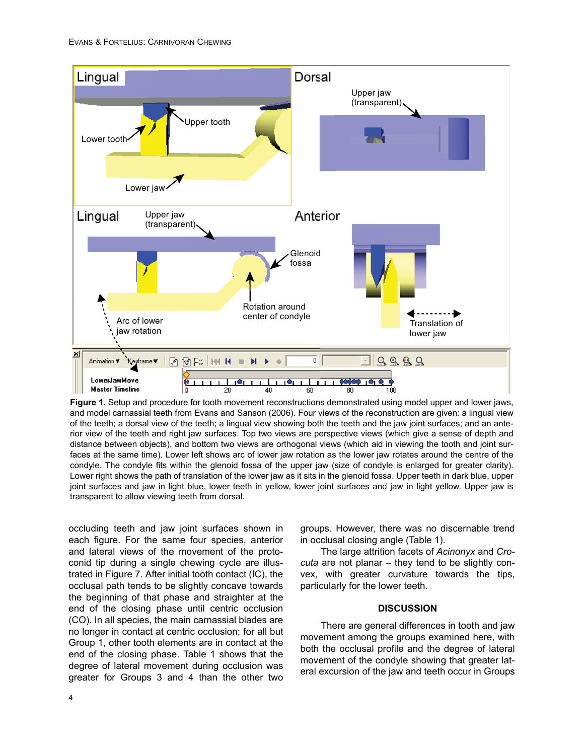**Figure 1.** Setup and procedure for tooth movement reconstructions demonstrated using model upper and lower jaws, and model carnassial teeth from Evans and Sanson (2006). Four views of the reconstruction are given: a lingual view of the teeth; a dorsal view of the teeth; a lingual view showing both the teeth and the jaw joint surfaces; and an anterior view of the teeth and right jaw surfaces. Top two views are perspective views (which give a sense of depth and distance between objects), and bottom two views are orthogonal views (which aid in viewing the tooth and joint surfaces at the same time). Lower left shows arc of lower jaw rotation as the lower jaw rotates around the centre of the condyle. The condyle fits within the glenoid fossa of the upper jaw (size of condyle is enlarged for greater clarity). Lower right shows the path of translation of the lower jaw as it sits in the glenoid fossa. Upper teeth in dark blue, upper joint surfaces and jaw in light blue, lower teeth in yellow, lower joint surfaces and jaw in light yellow. Upper jaw is transparent to allow viewing teeth from dorsal.

occluding teeth and jaw joint surfaces shown in each figure. For the same four species, anterior and lateral views of the movement of the protoconid tip during a single chewing cycle are illustrated in Figure 7. After initial tooth contact (IC), the occlusal path tends to be slightly concave towards the beginning of that phase and straighter at the end of the closing phase until centric occlusion (CO). In all species, the main carnassial blades are no longer in contact at centric occlusion; for all but Group 1, other tooth elements are in contact at the end of the closing phase. Table 1 shows that the degree of lateral movement during occlusion was greater for Groups 3 and 4 than the other two groups. However, there was no discernable trend in occlusal closing angle (Table 1).

The large attrition facets of *Acinonyx* and *Crocuta* are not planar – they tend to be slightly convex, with greater curvature towards the tips, particularly for the lower teeth.

## DISCUSSION

There are general differences in tooth and jaw movement among the groups examined here, with both the occlusal profile and the degree of lateral movement of the condyle showing that greater lateral excursion of the jaw and teeth occur in Groups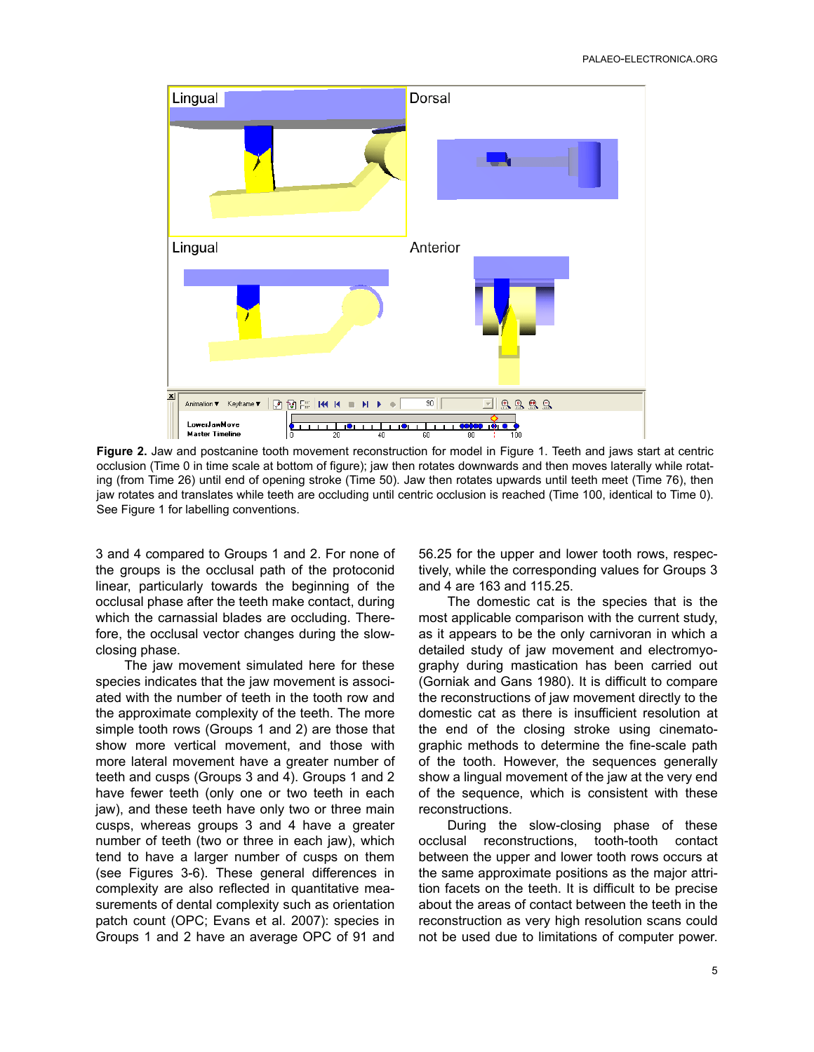**Figure 2.** Jaw and postcanine tooth movement reconstruction for model in Figure 1. Teeth and jaws start at centric occlusion (Time 0 in time scale at bottom of figure); jaw then rotates downwards and then moves laterally while rotating (from Time 26) until end of opening stroke (Time 50). Jaw then rotates upwards until teeth meet (Time 76), then jaw rotates and translates while teeth are occluding until centric occlusion is reached (Time 100, identical to Time 0). See Figure 1 for labelling conventions.

3 and 4 compared to Groups 1 and 2. For none of the groups is the occlusal path of the protoconid linear, particularly towards the beginning of the occlusal phase after the teeth make contact, during which the carnassial blades are occluding. Therefore, the occlusal vector changes during the slow-closing phase.

The jaw movement simulated here for these species indicates that the jaw movement is associated with the number of teeth in the tooth row and the approximate complexity of the teeth. The more simple tooth rows (Groups 1 and 2) are those that show more vertical movement, and those with more lateral movement have a greater number of teeth and cusps (Groups 3 and 4). Groups 1 and 2 have fewer teeth (only one or two teeth in each jaw), and these teeth have only two or three main cusps, whereas groups 3 and 4 have a greater number of teeth (two or three in each jaw), which tend to have a larger number of cusps on them (see Figures 3-6). These general differences in complexity are also reflected in quantitative measurements of dental complexity such as orientation patch count (OPC; Evans et al. 2007): species in Groups 1 and 2 have an average OPC of 91 and 56.25 for the upper and lower tooth rows, respectively, while the corresponding values for Groups 3 and 4 are 163 and 115.25.

The domestic cat is the species that is the most applicable comparison with the current study, as it appears to be the only carnivoran in which a detailed study of jaw movement and electromyography during mastication has been carried out (Gorniak and Gans 1980). It is difficult to compare the reconstructions of jaw movement directly to the domestic cat as there is insufficient resolution at the end of the closing stroke using cinematographic methods to determine the fine-scale path of the tooth. However, the sequences generally show a lingual movement of the jaw at the very end of the sequence, which is consistent with these reconstructions.

During the slow-closing phase of these occlusal reconstructions, tooth-tooth contact between the upper and lower tooth rows occurs at the same approximate positions as the major attrition facets on the teeth. It is difficult to be precise about the areas of contact between the teeth in the reconstruction as very high resolution scans could not be used due to limitations of computer power.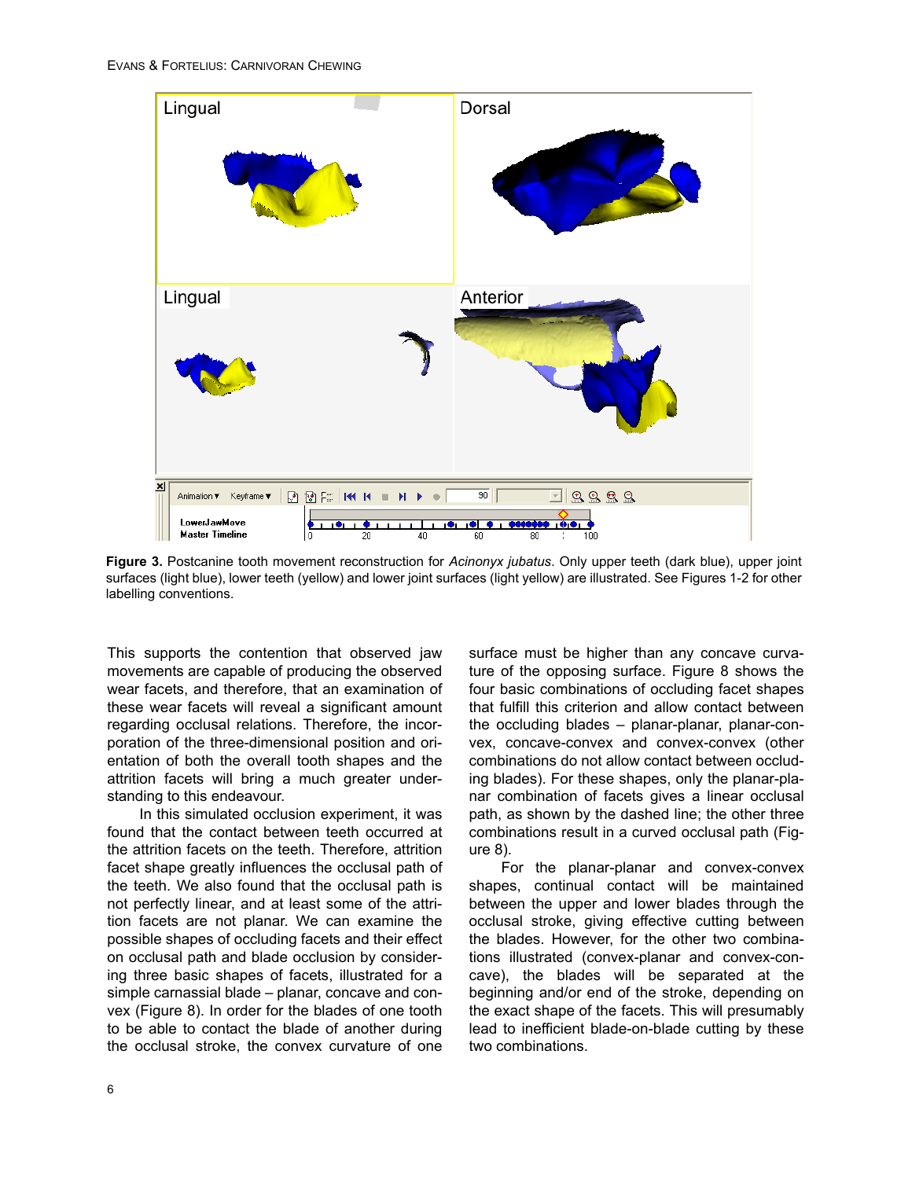**Figure 3.** Postcanine tooth movement reconstruction for *Acinonyx jubatus*. Only upper teeth (dark blue), upper joint surfaces (light blue), lower teeth (yellow) and lower joint surfaces (light yellow) are illustrated. See Figures 1-2 for other labelling conventions.

This supports the contention that observed jaw movements are capable of producing the observed wear facets, and therefore, that an examination of these wear facets will reveal a significant amount regarding occlusal relations. Therefore, the incorporation of the three-dimensional position and orientation of both the overall tooth shapes and the attrition facets will bring a much greater understanding to this endeavour.

In this simulated occlusion experiment, it was found that the contact between teeth occurred at the attrition facets on the teeth. Therefore, attrition facet shape greatly influences the occlusal path of the teeth. We also found that the occlusal path is not perfectly linear, and at least some of the attrition facets are not planar. We can examine the possible shapes of occluding facets and their effect on occlusal path and blade occlusion by considering three basic shapes of facets, illustrated for a simple carnassial blade – planar, concave and convex (Figure 8). In order for the blades of one tooth to be able to contact the blade of another during the occlusal stroke, the convex curvature of one surface must be higher than any concave curvature of the opposing surface. Figure 8 shows the four basic combinations of occluding facet shapes that fulfill this criterion and allow contact between the occluding blades – planar-planar, planar-convex, concave-convex and convex-convex (other combinations do not allow contact between occluding blades). For these shapes, only the planar-planar combination of facets gives a linear occlusal path, as shown by the dashed line; the other three combinations result in a curved occlusal path (Figure 8).

For the planar-planar and convex-convex shapes, continual contact will be maintained between the upper and lower blades through the occlusal stroke, giving effective cutting between the blades. However, for the other two combinations illustrated (convex-planar and convex-concave), the blades will be separated at the beginning and/or end of the stroke, depending on the exact shape of the facets. This will presumably lead to inefficient blade-on-blade cutting by these two combinations.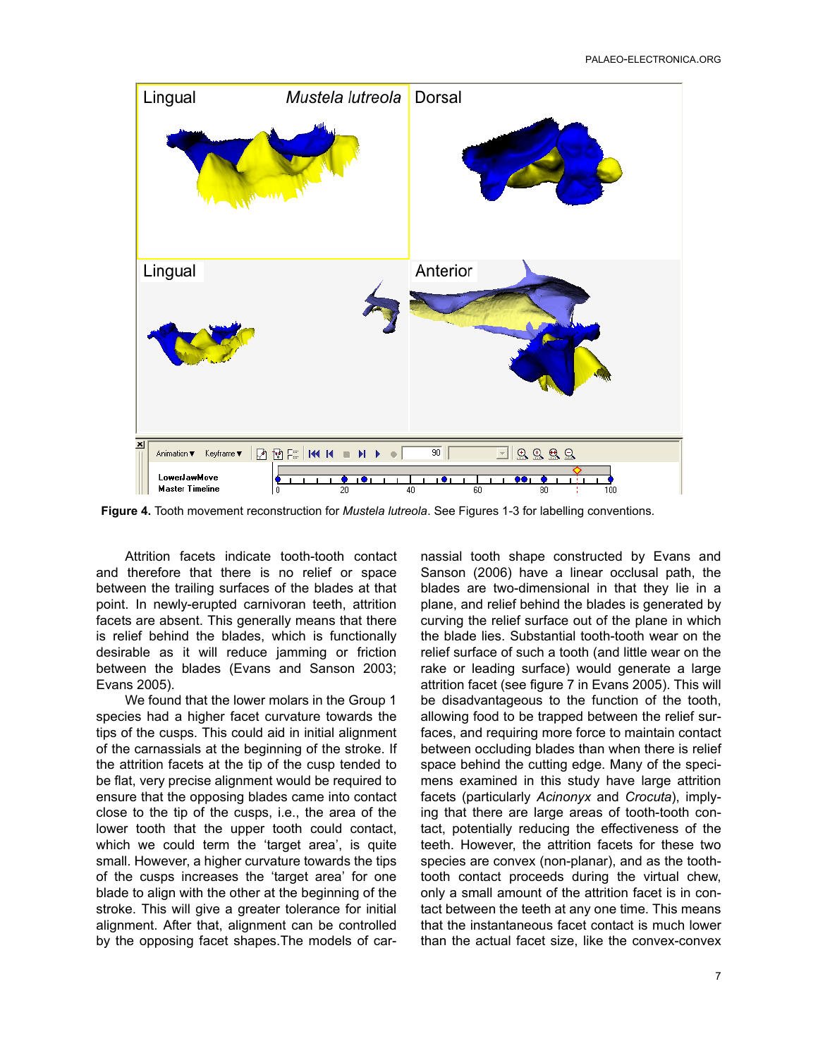**Figure 4.** Tooth movement reconstruction for *Mustela lutreola*. See Figures 1-3 for labelling conventions.

Attrition facets indicate tooth-tooth contact and therefore that there is no relief or space between the trailing surfaces of the blades at that point. In newly-erupted carnivoran teeth, attrition facets are absent. This generally means that there is relief behind the blades, which is functionally desirable as it will reduce jamming or friction between the blades (Evans and Sanson 2003; Evans 2005).

We found that the lower molars in the Group 1 species had a higher facet curvature towards the tips of the cusps. This could aid in initial alignment of the carnassials at the beginning of the stroke. If the attrition facets at the tip of the cusp tended to be flat, very precise alignment would be required to ensure that the opposing blades came into contact close to the tip of the cusps, i.e., the area of the lower tooth that the upper tooth could contact, which we could term the 'target area', is quite small. However, a higher curvature towards the tips of the cusps increases the 'target area' for one blade to align with the other at the beginning of the stroke. This will give a greater tolerance for initial alignment. After that, alignment can be controlled by the opposing facet shapes.The models of carnassial tooth shape constructed by Evans and Sanson (2006) have a linear occlusal path, the blades are two-dimensional in that they lie in a plane, and relief behind the blades is generated by curving the relief surface out of the plane in which the blade lies. Substantial tooth-tooth wear on the relief surface of such a tooth (and little wear on the rake or leading surface) would generate a large attrition facet (see figure 7 in Evans 2005). This will be disadvantageous to the function of the tooth, allowing food to be trapped between the relief surfaces, and requiring more force to maintain contact between occluding blades than when there is relief space behind the cutting edge. Many of the specimens examined in this study have large attrition facets (particularly *Acinonyx* and *Crocuta*), implying that there are large areas of tooth-tooth contact, potentially reducing the effectiveness of the teeth. However, the attrition facets for these two species are convex (non-planar), and as the tooth-tooth contact proceeds during the virtual chew, only a small amount of the attrition facet is in contact between the teeth at any one time. This means that the instantaneous facet contact is much lower than the actual facet size, like the convex-convex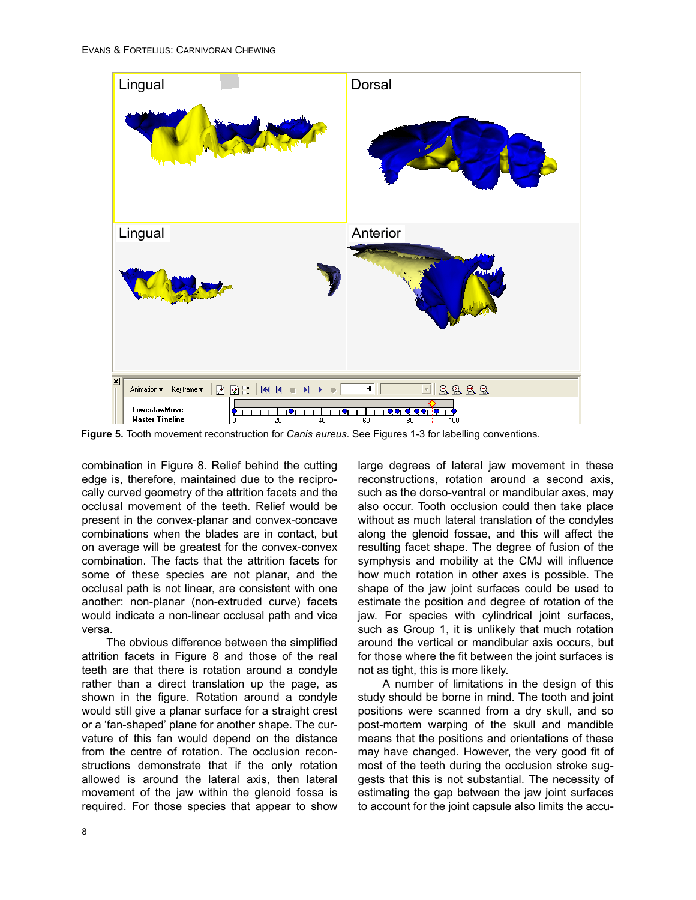**Figure 5.** Tooth movement reconstruction for *Canis aureus*. See Figures 1-3 for labelling conventions.

combination in Figure 8. Relief behind the cutting edge is, therefore, maintained due to the reciprocally curved geometry of the attrition facets and the occlusal movement of the teeth. Relief would be present in the convex-planar and convex-concave combinations when the blades are in contact, but on average will be greatest for the convex-convex combination. The facts that the attrition facets for some of these species are not planar, and the occlusal path is not linear, are consistent with one another: non-planar (non-extruded curve) facets would indicate a non-linear occlusal path and vice versa.

The obvious difference between the simplified attrition facets in Figure 8 and those of the real teeth are that there is rotation around a condyle rather than a direct translation up the page, as shown in the figure. Rotation around a condyle would still give a planar surface for a straight crest or a 'fan-shaped' plane for another shape. The curvature of this fan would depend on the distance from the centre of rotation. The occlusion reconstructions demonstrate that if the only rotation allowed is around the lateral axis, then lateral movement of the jaw within the glenoid fossa is required. For those species that appear to show large degrees of lateral jaw movement in these reconstructions, rotation around a second axis, such as the dorso-ventral or mandibular axes, may also occur. Tooth occlusion could then take place without as much lateral translation of the condyles along the glenoid fossae, and this will affect the resulting facet shape. The degree of fusion of the symphysis and mobility at the CMJ will influence how much rotation in other axes is possible. The shape of the jaw joint surfaces could be used to estimate the position and degree of rotation of the jaw. For species with cylindrical joint surfaces, such as Group 1, it is unlikely that much rotation around the vertical or mandibular axis occurs, but for those where the fit between the joint surfaces is not as tight, this is more likely.

A number of limitations in the design of this study should be borne in mind. The tooth and joint positions were scanned from a dry skull, and so post-mortem warping of the skull and mandible means that the positions and orientations of these may have changed. However, the very good fit of most of the teeth during the occlusion stroke suggests that this is not substantial. The necessity of estimating the gap between the jaw joint surfaces to account for the joint capsule also limits the accu-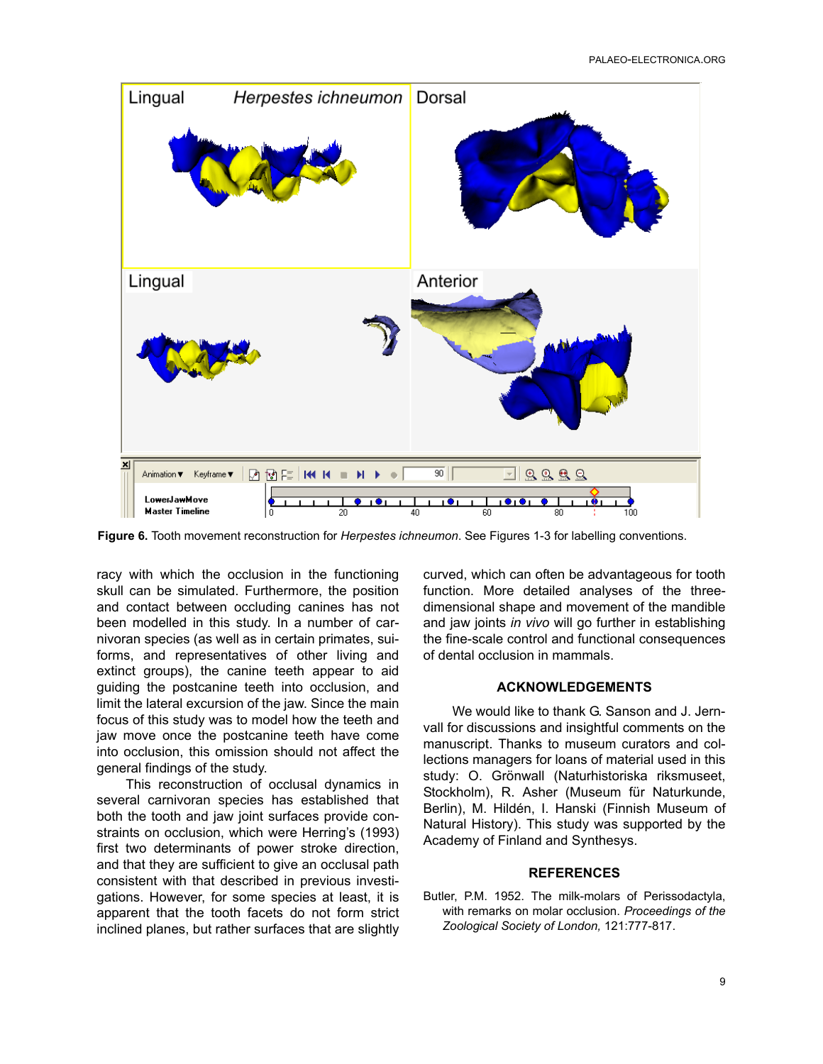**Figure 6.** Tooth movement reconstruction for *Herpestes ichneumon*. See Figures 1-3 for labelling conventions.

racy with which the occlusion in the functioning skull can be simulated. Furthermore, the position and contact between occluding canines has not been modelled in this study. In a number of carnivoran species (as well as in certain primates, suiforms, and representatives of other living and extinct groups), the canine teeth appear to aid guiding the postcanine teeth into occlusion, and limit the lateral excursion of the jaw. Since the main focus of this study was to model how the teeth and jaw move once the postcanine teeth have come into occlusion, this omission should not affect the general findings of the study.

This reconstruction of occlusal dynamics in several carnivoran species has established that both the tooth and jaw joint surfaces provide constraints on occlusion, which were Herring's (1993) first two determinants of power stroke direction, and that they are sufficient to give an occlusal path consistent with that described in previous investigations. However, for some species at least, it is apparent that the tooth facets do not form strict inclined planes, but rather surfaces that are slightly curved, which can often be advantageous for tooth function. More detailed analyses of the three-dimensional shape and movement of the mandible and jaw joints *in vivo* will go further in establishing the fine-scale control and functional consequences of dental occlusion in mammals.

## ACKNOWLEDGEMENTS

We would like to thank G. Sanson and J. Jernvall for discussions and insightful comments on the manuscript. Thanks to museum curators and collections managers for loans of material used in this study: O. Grönwall (Naturhistoriska riksmuseet, Stockholm), R. Asher (Museum für Naturkunde, Berlin), M. Hildén, I. Hanski (Finnish Museum of Natural History). This study was supported by the Academy of Finland and Synthesys.

## REFERENCES

Butler, P.M. 1952. The milk-molars of Perissodactyla, with remarks on molar occlusion. *Proceedings of the Zoological Society of London,* 121:777-817.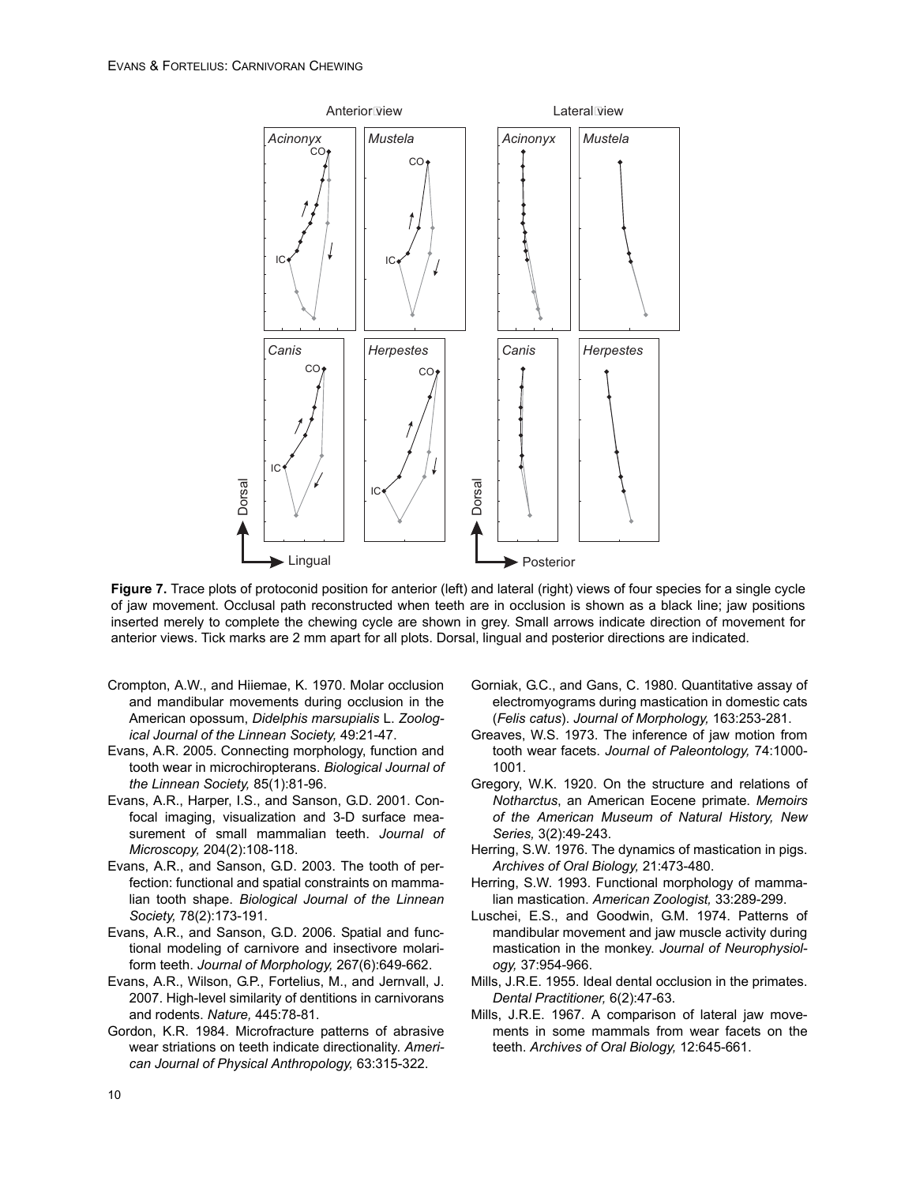**Figure 7.** Trace plots of protoconid position for anterior (left) and lateral (right) views of four species for a single cycle of jaw movement. Occlusal path reconstructed when teeth are in occlusion is shown as a black line; jaw positions inserted merely to complete the chewing cycle are shown in grey. Small arrows indicate direction of movement for anterior views. Tick marks are 2 mm apart for all plots. Dorsal, lingual and posterior directions are indicated.

Crompton, A.W., and Hiiemae, K. 1970. Molar occlusion and mandibular movements during occlusion in the American opossum, *Didelphis marsupialis* L. *Zoological Journal of the Linnean Society,* 49:21-47.

Evans, A.R. 2005. Connecting morphology, function and tooth wear in microchiropterans. *Biological Journal of the Linnean Society,* 85(1):81-96.

Evans, A.R., Harper, I.S., and Sanson, G.D. 2001. Confocal imaging, visualization and 3-D surface measurement of small mammalian teeth. *Journal of Microscopy,* 204(2):108-118.

Evans, A.R., and Sanson, G.D. 2003. The tooth of perfection: functional and spatial constraints on mammalian tooth shape. *Biological Journal of the Linnean Society,* 78(2):173-191.

Evans, A.R., and Sanson, G.D. 2006. Spatial and functional modeling of carnivore and insectivore molariform teeth. *Journal of Morphology,* 267(6):649-662.

Evans, A.R., Wilson, G.P., Fortelius, M., and Jernvall, J. 2007. High-level similarity of dentitions in carnivorans and rodents. *Nature,* 445:78-81.

Gordon, K.R. 1984. Microfracture patterns of abrasive wear striations on teeth indicate directionality. *American Journal of Physical Anthropology,* 63:315-322.

Gorniak, G.C., and Gans, C. 1980. Quantitative assay of electromyograms during mastication in domestic cats (*Felis catus*). *Journal of Morphology,* 163:253-281.

Greaves, W.S. 1973. The inference of jaw motion from tooth wear facets. *Journal of Paleontology,* 74:1000-1001.

Gregory, W.K. 1920. On the structure and relations of *Notharctus*, an American Eocene primate. *Memoirs of the American Museum of Natural History, New Series,* 3(2):49-243.

Herring, S.W. 1976. The dynamics of mastication in pigs. *Archives of Oral Biology,* 21:473-480.

Herring, S.W. 1993. Functional morphology of mammalian mastication. *American Zoologist,* 33:289-299.

Luschei, E.S., and Goodwin, G.M. 1974. Patterns of mandibular movement and jaw muscle activity during mastication in the monkey. *Journal of Neurophysiology,* 37:954-966.

Mills, J.R.E. 1955. Ideal dental occlusion in the primates. *Dental Practitioner,* 6(2):47-63.

Mills, J.R.E. 1967. A comparison of lateral jaw movements in some mammals from wear facets on the teeth. *Archives of Oral Biology,* 12:645-661.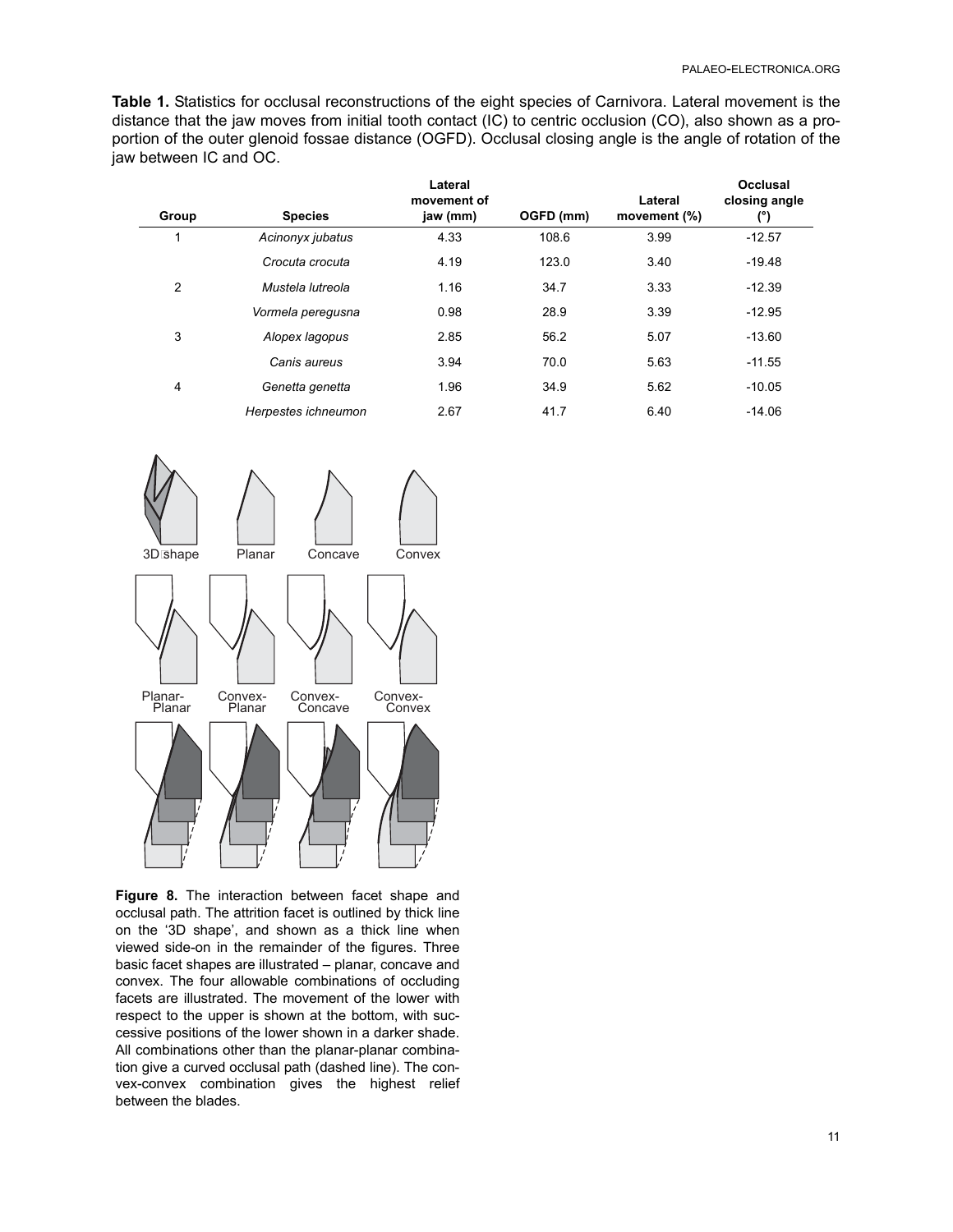**Table 1.** Statistics for occlusal reconstructions of the eight species of Carnivora. Lateral movement is the distance that the jaw moves from initial tooth contact (IC) to centric occlusion (CO), also shown as a proportion of the outer glenoid fossae distance (OGFD). Occlusal closing angle is the angle of rotation of the jaw between IC and OC.

| Group | Species | Lateral movement of jaw (mm) | OGFD (mm) | Lateral movement (%) | Occlusal closing angle (°) |
|---|---|---|---|---|---|
| 1 | *Acinonyx jubatus* | 4.33 | 108.6 | 3.99 | -12.57 |
| | *Crocuta crocuta* | 4.19 | 123.0 | 3.40 | -19.48 |
| 2 | *Mustela lutreola* | 1.16 | 34.7 | 3.33 | -12.39 |
| | *Vormela peregusna* | 0.98 | 28.9 | 3.39 | -12.95 |
| 3 | *Alopex lagopus* | 2.85 | 56.2 | 5.07 | -13.60 |
| | *Canis aureus* | 3.94 | 70.0 | 5.63 | -11.55 |
| 4 | *Genetta genetta* | 1.96 | 34.9 | 5.62 | -10.05 |
| | *Herpestes ichneumon* | 2.67 | 41.7 | 6.40 | -14.06 |

3D shape

Planar

Concave

Convex

Planar-Planar

Convex-Planar

Convex-Concave

Convex-Convex

**Figure 8.** The interaction between facet shape and occlusal path. The attrition facet is outlined by thick line on the '3D shape', and shown as a thick line when viewed side-on in the remainder of the figures. Three basic facet shapes are illustrated – planar, concave and convex. The four allowable combinations of occluding facets are illustrated. The movement of the lower with respect to the upper is shown at the bottom, with successive positions of the lower shown in a darker shade. All combinations other than the planar-planar combination give a curved occlusal path (dashed line). The convex-convex combination gives the highest relief between the blades.